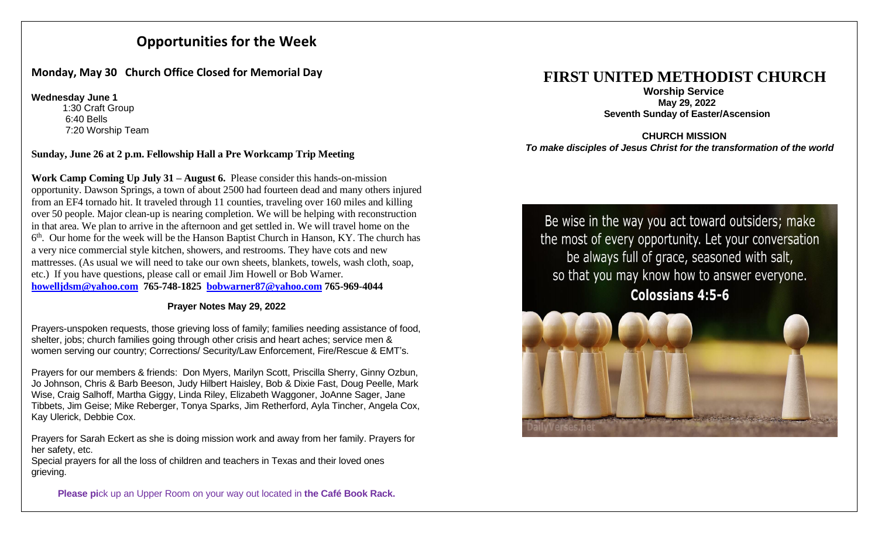# Opportunities for the Week

### Monday, May 30 Church Office Closed for Memorial Day

**Wednesday June 1**

1:30 Craft Group
6:40 Bells
7:20 Worship Team

**Sunday, June 26 at 2 p.m. Fellowship Hall a Pre Workcamp Trip Meeting**

**Work Camp Coming Up July 31 – August 6.** Please consider this hands-on-mission opportunity. Dawson Springs, a town of about 2500 had fourteen dead and many others injured from an EF4 tornado hit. It traveled through 11 counties, traveling over 160 miles and killing over 50 people. Major clean-up is nearing completion. We will be helping with reconstruction in that area. We plan to arrive in the afternoon and get settled in. We will travel home on the 6th. Our home for the week will be the Hanson Baptist Church in Hanson, KY. The church has a very nice commercial style kitchen, showers, and restrooms. They have cots and new mattresses. (As usual we will need to take our own sheets, blankets, towels, wash cloth, soap, etc.) If you have questions, please call or email Jim Howell or Bob Warner. **howelljdsm@yahoo.com 765-748-1825 bobwarner87@yahoo.com 765-969-4044**

**Prayer Notes May 29, 2022**

Prayers-unspoken requests, those grieving loss of family; families needing assistance of food, shelter, jobs; church families going through other crisis and heart aches; service men & women serving our country; Corrections/ Security/Law Enforcement, Fire/Rescue & EMT's.

Prayers for our members & friends: Don Myers, Marilyn Scott, Priscilla Sherry, Ginny Ozbun, Jo Johnson, Chris & Barb Beeson, Judy Hilbert Haisley, Bob & Dixie Fast, Doug Peelle, Mark Wise, Craig Salhoff, Martha Giggy, Linda Riley, Elizabeth Waggoner, JoAnne Sager, Jane Tibbets, Jim Geise; Mike Reberger, Tonya Sparks, Jim Retherford, Ayla Tincher, Angela Cox, Kay Ulerick, Debbie Cox.

Prayers for Sarah Eckert as she is doing mission work and away from her family. Prayers for her safety, etc.
Special prayers for all the loss of children and teachers in Texas and their loved ones grieving.

**Please pi**ck up an Upper Room on your way out located in **the Café Book Rack.**

# FIRST UNITED METHODIST CHURCH

**Worship Service**
**May 29, 2022**
**Seventh Sunday of Easter/Ascension**

**CHURCH MISSION**
***To make disciples of Jesus Christ for the transformation of the world***

Be wise in the way you act toward outsiders; make the most of every opportunity. Let your conversation be always full of grace, seasoned with salt, so that you may know how to answer everyone.
**Colossians 4:5-6**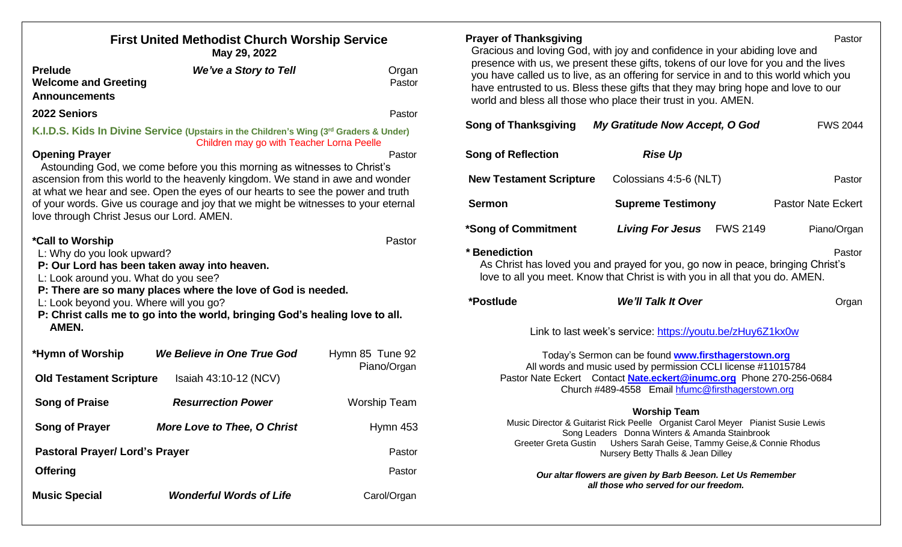## First United Methodist Church Worship Service

**May 29, 2022**

**Prelude** — ***We've a Story to Tell*** — Organ

**Welcome and Greeting** — Pastor

**Announcements**

**2022 Seniors** — Pastor

**K.I.D.S. Kids In Divine Service (Upstairs in the Children's Wing (3rd Graders & Under)**
Children may go with Teacher Lorna Peelle

**Opening Prayer** — Pastor

Astounding God, we come before you this morning as witnesses to Christ's ascension from this world to the heavenly kingdom. We stand in awe and wonder at what we hear and see. Open the eyes of our hearts to see the power and truth of your words. Give us courage and joy that we might be witnesses to your eternal love through Christ Jesus our Lord. AMEN.

**\*Call to Worship** — Pastor

L: Why do you look upward?
**P: Our Lord has been taken away into heaven.**
L: Look around you. What do you see?
**P: There are so many places where the love of God is needed.**
L: Look beyond you. Where will you go?
**P: Christ calls me to go into the world, bringing God's healing love to all. AMEN.**

**\*Hymn of Worship** — ***We Believe in One True God*** — Hymn 85 Tune 92, Piano/Organ

**Old Testament Scripture** — Isaiah 43:10-12 (NCV)

**Song of Praise** — ***Resurrection Power*** — Worship Team

**Song of Prayer** — ***More Love to Thee, O Christ*** — Hymn 453

**Pastoral Prayer/ Lord's Prayer** — Pastor

**Offering** — Pastor

**Music Special** — ***Wonderful Words of Life*** — Carol/Organ

**Prayer of Thanksgiving** — Pastor

Gracious and loving God, with joy and confidence in your abiding love and presence with us, we present these gifts, tokens of our love for you and the lives you have called us to live, as an offering for service in and to this world which you have entrusted to us. Bless these gifts that they may bring hope and love to our world and bless all those who place their trust in you. AMEN.

**Song of Thanksgiving** — ***My Gratitude Now Accept, O God*** — FWS 2044

**Song of Reflection** — ***Rise Up***

**New Testament Scripture** — Colossians 4:5-6 (NLT) — Pastor

**Sermon** — **Supreme Testimony** — Pastor Nate Eckert

**\*Song of Commitment** — ***Living For Jesus*** FWS 2149 — Piano/Organ

**\* Benediction** — Pastor

As Christ has loved you and prayed for you, go now in peace, bringing Christ's love to all you meet. Know that Christ is with you in all that you do. AMEN.

**\*Postlude** — ***We'll Talk It Over*** — Organ

Link to last week's service: https://youtu.be/zHuy6Z1kx0w

Today's Sermon can be found **www.firsthagerstown.org**
All words and music used by permission CCLI license #11015784
Pastor Nate Eckert Contact **Nate.eckert@inumc.org** Phone 270-256-0684
Church #489-4558 Email hfumc@firsthagerstown.org

**Worship Team**

Music Director & Guitarist Rick Peelle Organist Carol Meyer Pianist Susie Lewis
Song Leaders Donna Winters & Amanda Stainbrook
Greeter Greta Gustin Ushers Sarah Geise, Tammy Geise,& Connie Rhodus
Nursery Betty Thalls & Jean Dilley

***Our altar flowers are given by Barb Beeson. Let Us Remember all those who served for our freedom.***